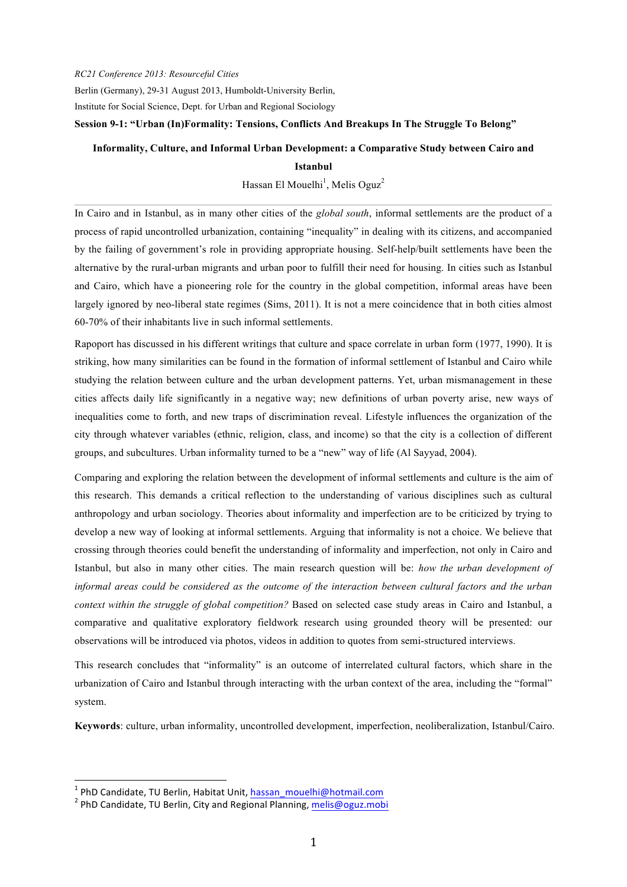*RC21 Conference 2013: Resourceful Cities*

Berlin (Germany), 29-31 August 2013, Humboldt-University Berlin,

Institute for Social Science, Dept. for Urban and Regional Sociology

**Session 9-1: "Urban (In)Formality: Tensions, Conflicts And Breakups In The Struggle To Belong"**

# Informality, Culture, and Informal Urban Development: a Comparative Study between Cairo and Istanbul

Hassan El Mouelhi[1], Melis Oguz[2]

---

In Cairo and in Istanbul, as in many other cities of the *global south*, informal settlements are the product of a process of rapid uncontrolled urbanization, containing "inequality" in dealing with its citizens, and accompanied by the failing of government's role in providing appropriate housing. Self-help/built settlements have been the alternative by the rural-urban migrants and urban poor to fulfill their need for housing. In cities such as Istanbul and Cairo, which have a pioneering role for the country in the global competition, informal areas have been largely ignored by neo-liberal state regimes (Sims, 2011). It is not a mere coincidence that in both cities almost 60-70% of their inhabitants live in such informal settlements.

Rapoport has discussed in his different writings that culture and space correlate in urban form (1977, 1990). It is striking, how many similarities can be found in the formation of informal settlement of Istanbul and Cairo while studying the relation between culture and the urban development patterns. Yet, urban mismanagement in these cities affects daily life significantly in a negative way; new definitions of urban poverty arise, new ways of inequalities come to forth, and new traps of discrimination reveal. Lifestyle influences the organization of the city through whatever variables (ethnic, religion, class, and income) so that the city is a collection of different groups, and subcultures. Urban informality turned to be a "new" way of life (Al Sayyad, 2004).

Comparing and exploring the relation between the development of informal settlements and culture is the aim of this research. This demands a critical reflection to the understanding of various disciplines such as cultural anthropology and urban sociology. Theories about informality and imperfection are to be criticized by trying to develop a new way of looking at informal settlements. Arguing that informality is not a choice. We believe that crossing through theories could benefit the understanding of informality and imperfection, not only in Cairo and Istanbul, but also in many other cities. The main research question will be: *how the urban development of informal areas could be considered as the outcome of the interaction between cultural factors and the urban context within the struggle of global competition?* Based on selected case study areas in Cairo and Istanbul, a comparative and qualitative exploratory fieldwork research using grounded theory will be presented: our observations will be introduced via photos, videos in addition to quotes from semi-structured interviews.

This research concludes that "informality" is an outcome of interrelated cultural factors, which share in the urbanization of Cairo and Istanbul through interacting with the urban context of the area, including the "formal" system.

**Keywords**: culture, urban informality, uncontrolled development, imperfection, neoliberalization, Istanbul/Cairo.

---

[1] PhD Candidate, TU Berlin, Habitat Unit, hassan_mouelhi@hotmail.com

[2] PhD Candidate, TU Berlin, City and Regional Planning, melis@oguz.mobi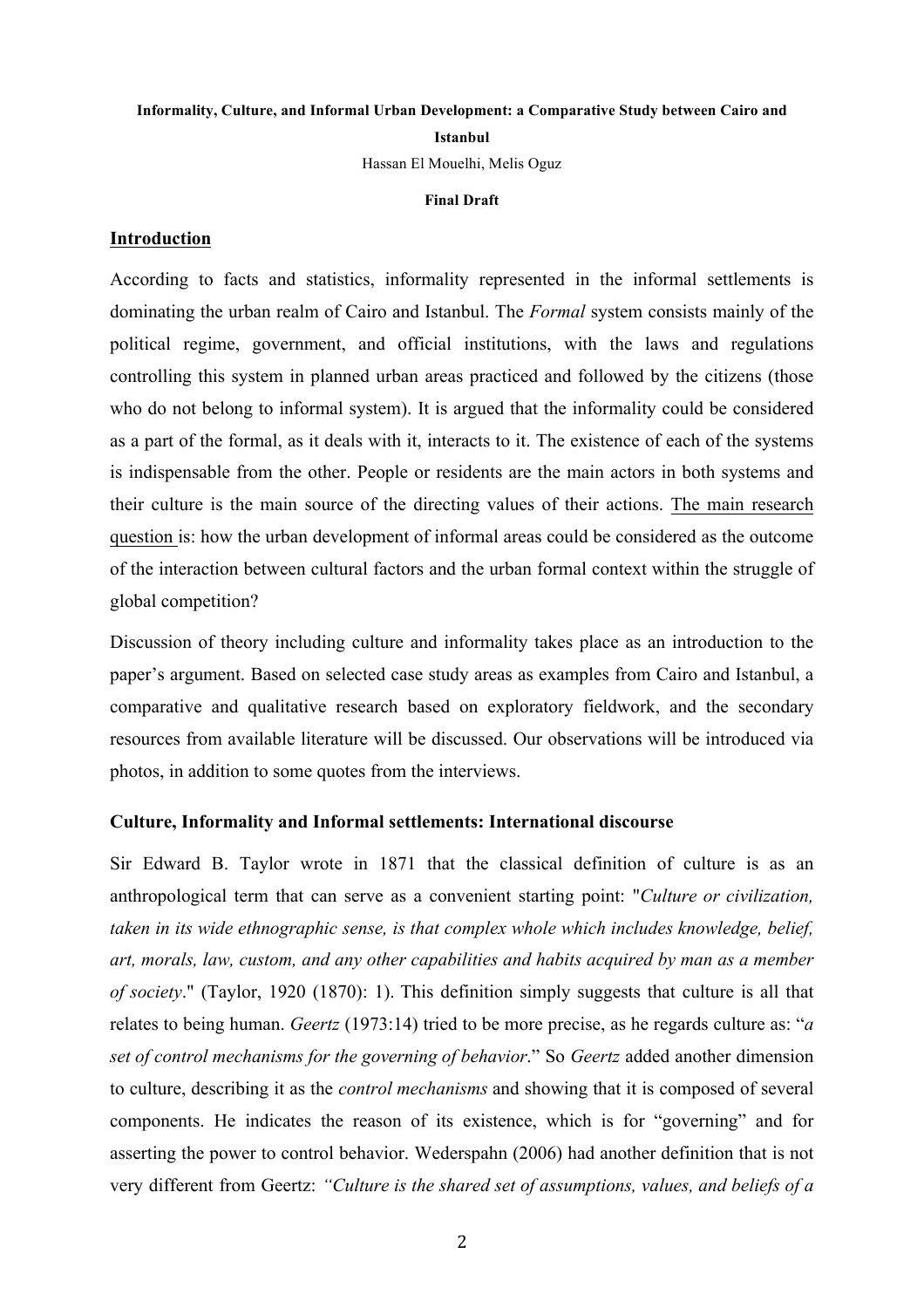**Informality, Culture, and Informal Urban Development: a Comparative Study between Cairo and Istanbul**

Hassan El Mouelhi, Melis Oguz

**Final Draft**

## Introduction

According to facts and statistics, informality represented in the informal settlements is dominating the urban realm of Cairo and Istanbul. The *Formal* system consists mainly of the political regime, government, and official institutions, with the laws and regulations controlling this system in planned urban areas practiced and followed by the citizens (those who do not belong to informal system). It is argued that the informality could be considered as a part of the formal, as it deals with it, interacts to it. The existence of each of the systems is indispensable from the other. People or residents are the main actors in both systems and their culture is the main source of the directing values of their actions. The main research question is: how the urban development of informal areas could be considered as the outcome of the interaction between cultural factors and the urban formal context within the struggle of global competition?

Discussion of theory including culture and informality takes place as an introduction to the paper's argument. Based on selected case study areas as examples from Cairo and Istanbul, a comparative and qualitative research based on exploratory fieldwork, and the secondary resources from available literature will be discussed. Our observations will be introduced via photos, in addition to some quotes from the interviews.

### Culture, Informality and Informal settlements: International discourse

Sir Edward B. Taylor wrote in 1871 that the classical definition of culture is as an anthropological term that can serve as a convenient starting point: "*Culture or civilization, taken in its wide ethnographic sense, is that complex whole which includes knowledge, belief, art, morals, law, custom, and any other capabilities and habits acquired by man as a member of society*." (Taylor, 1920 (1870): 1). This definition simply suggests that culture is all that relates to being human. *Geertz* (1973:14) tried to be more precise, as he regards culture as: "*a set of control mechanisms for the governing of behavior*." So *Geertz* added another dimension to culture, describing it as the *control mechanisms* and showing that it is composed of several components. He indicates the reason of its existence, which is for "governing" and for asserting the power to control behavior. Wederspahn (2006) had another definition that is not very different from Geertz: *"Culture is the shared set of assumptions, values, and beliefs of a*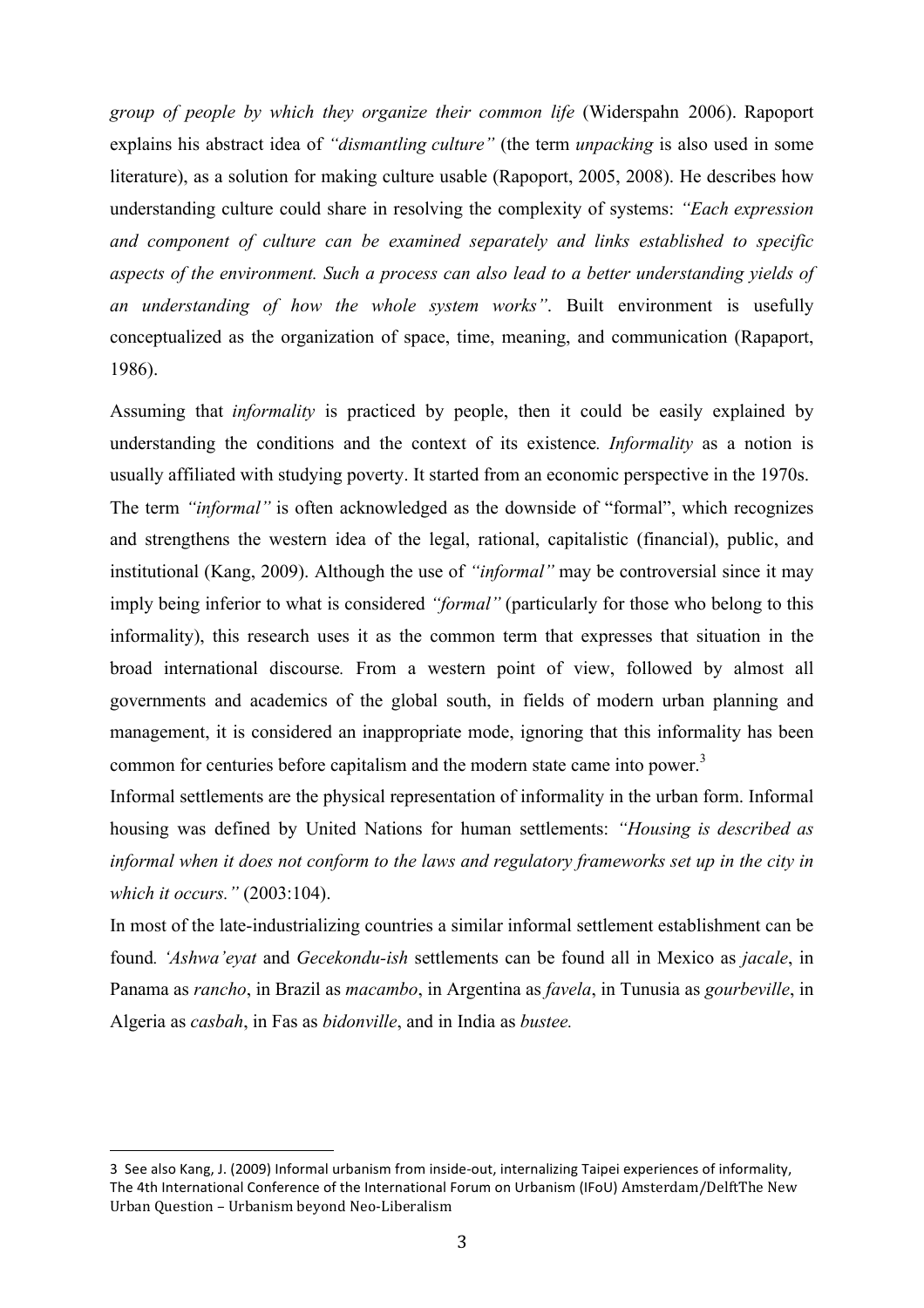*group of people by which they organize their common life* (Widerspahn 2006). Rapoport explains his abstract idea of *"dismantling culture"* (the term *unpacking* is also used in some literature), as a solution for making culture usable (Rapoport, 2005, 2008). He describes how understanding culture could share in resolving the complexity of systems: *"Each expression and component of culture can be examined separately and links established to specific aspects of the environment. Such a process can also lead to a better understanding yields of an understanding of how the whole system works"*. Built environment is usefully conceptualized as the organization of space, time, meaning, and communication (Rapaport, 1986).

Assuming that *informality* is practiced by people, then it could be easily explained by understanding the conditions and the context of its existence. *Informality* as a notion is usually affiliated with studying poverty. It started from an economic perspective in the 1970s. The term *"informal"* is often acknowledged as the downside of "formal", which recognizes and strengthens the western idea of the legal, rational, capitalistic (financial), public, and institutional (Kang, 2009). Although the use of *"informal"* may be controversial since it may imply being inferior to what is considered *"formal"* (particularly for those who belong to this informality), this research uses it as the common term that expresses that situation in the broad international discourse. From a western point of view, followed by almost all governments and academics of the global south, in fields of modern urban planning and management, it is considered an inappropriate mode, ignoring that this informality has been common for centuries before capitalism and the modern state came into power.[3]

Informal settlements are the physical representation of informality in the urban form. Informal housing was defined by United Nations for human settlements: *"Housing is described as informal when it does not conform to the laws and regulatory frameworks set up in the city in which it occurs."* (2003:104).

In most of the late-industrializing countries a similar informal settlement establishment can be found. *'Ashwa'eyat* and *Gecekondu-ish* settlements can be found all in Mexico as *jacale*, in Panama as *rancho*, in Brazil as *macambo*, in Argentina as *favela*, in Tunusia as *gourbeville*, in Algeria as *casbah*, in Fas as *bidonville*, and in India as *bustee.*

---

3 See also Kang, J. (2009) Informal urbanism from inside-out, internalizing Taipei experiences of informality, The 4th International Conference of the International Forum on Urbanism (IFoU) Amsterdam/DelftThe New Urban Question – Urbanism beyond Neo-Liberalism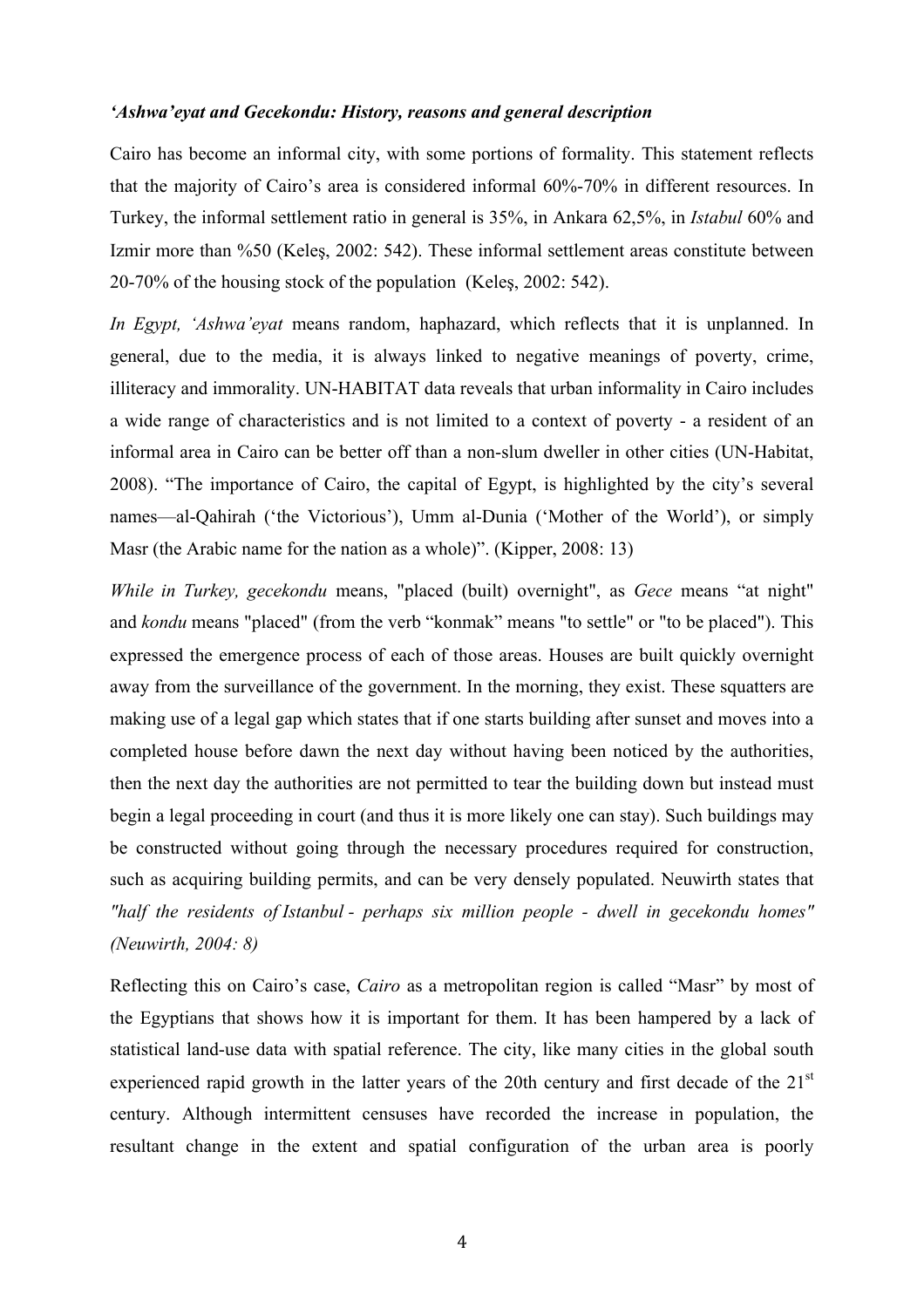***'Ashwa'eyat and Gecekondu: History, reasons and general description***

Cairo has become an informal city, with some portions of formality. This statement reflects that the majority of Cairo's area is considered informal 60%-70% in different resources. In Turkey, the informal settlement ratio in general is 35%, in Ankara 62,5%, in *Istabul* 60% and Izmir more than %50 (Keleş, 2002: 542). These informal settlement areas constitute between 20-70% of the housing stock of the population (Keleş, 2002: 542).

*In Egypt, 'Ashwa'eyat* means random, haphazard, which reflects that it is unplanned. In general, due to the media, it is always linked to negative meanings of poverty, crime, illiteracy and immorality. UN-HABITAT data reveals that urban informality in Cairo includes a wide range of characteristics and is not limited to a context of poverty - a resident of an informal area in Cairo can be better off than a non-slum dweller in other cities (UN-Habitat, 2008). "The importance of Cairo, the capital of Egypt, is highlighted by the city's several names—al-Qahirah ('the Victorious'), Umm al-Dunia ('Mother of the World'), or simply Masr (the Arabic name for the nation as a whole)". (Kipper, 2008: 13)

*While in Turkey, gecekondu* means, "placed (built) overnight", as *Gece* means "at night" and *kondu* means "placed" (from the verb "konmak" means "to settle" or "to be placed"). This expressed the emergence process of each of those areas. Houses are built quickly overnight away from the surveillance of the government. In the morning, they exist. These squatters are making use of a legal gap which states that if one starts building after sunset and moves into a completed house before dawn the next day without having been noticed by the authorities, then the next day the authorities are not permitted to tear the building down but instead must begin a legal proceeding in court (and thus it is more likely one can stay). Such buildings may be constructed without going through the necessary procedures required for construction, such as acquiring building permits, and can be very densely populated. Neuwirth states that *"half the residents of Istanbul - perhaps six million people - dwell in gecekondu homes" (Neuwirth, 2004: 8)*

Reflecting this on Cairo's case, *Cairo* as a metropolitan region is called "Masr" by most of the Egyptians that shows how it is important for them. It has been hampered by a lack of statistical land-use data with spatial reference. The city, like many cities in the global south experienced rapid growth in the latter years of the 20th century and first decade of the 21st century. Although intermittent censuses have recorded the increase in population, the resultant change in the extent and spatial configuration of the urban area is poorly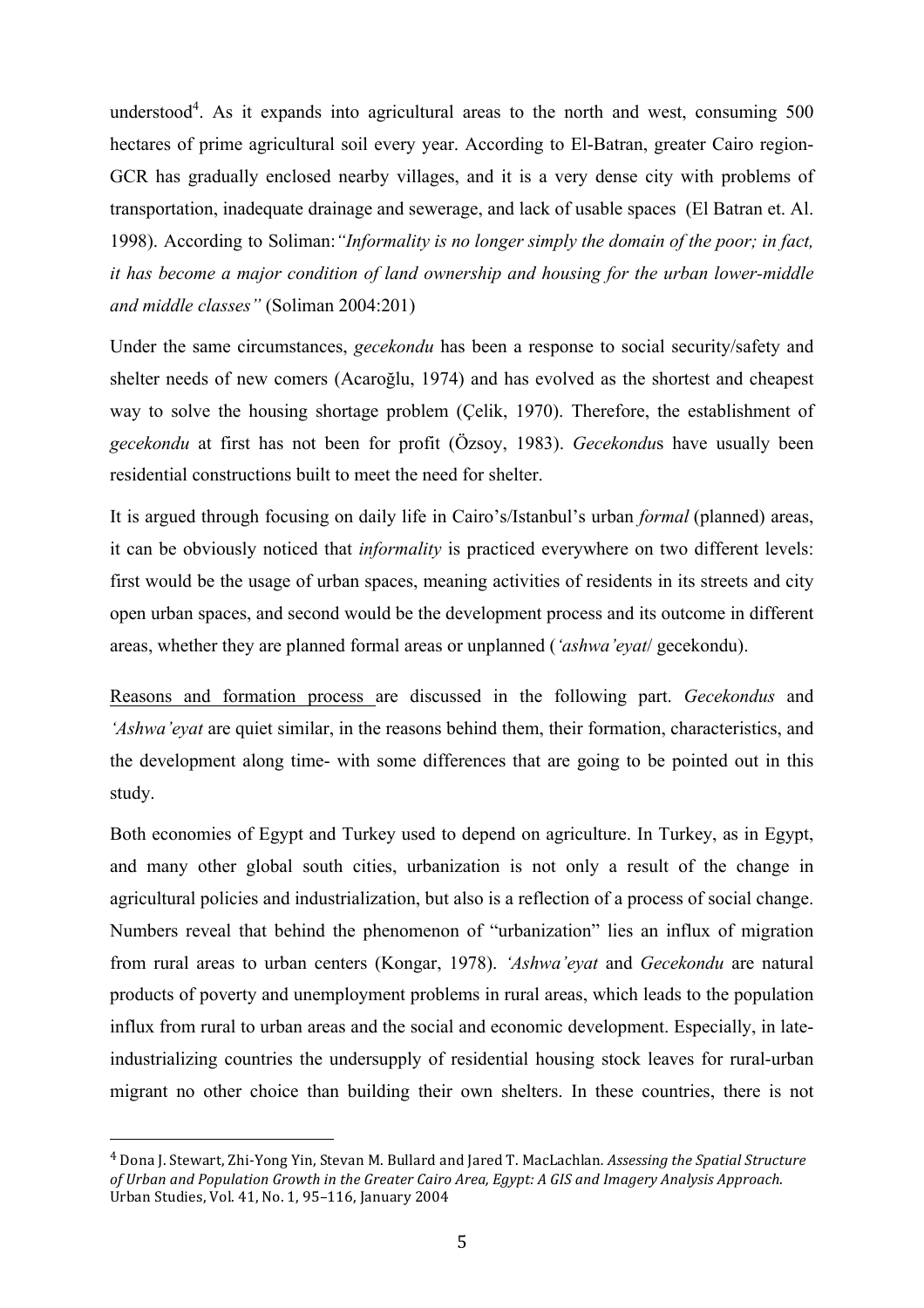understood[4]. As it expands into agricultural areas to the north and west, consuming 500 hectares of prime agricultural soil every year. According to El-Batran, greater Cairo region-GCR has gradually enclosed nearby villages, and it is a very dense city with problems of transportation, inadequate drainage and sewerage, and lack of usable spaces (El Batran et. Al. 1998). According to Soliman: *"Informality is no longer simply the domain of the poor; in fact, it has become a major condition of land ownership and housing for the urban lower-middle and middle classes"* (Soliman 2004:201)

Under the same circumstances, *gecekondu* has been a response to social security/safety and shelter needs of new comers (Acaroğlu, 1974) and has evolved as the shortest and cheapest way to solve the housing shortage problem (Çelik, 1970). Therefore, the establishment of *gecekondu* at first has not been for profit (Özsoy, 1983). *Gecekondu*s have usually been residential constructions built to meet the need for shelter.

It is argued through focusing on daily life in Cairo's/Istanbul's urban *formal* (planned) areas, it can be obviously noticed that *informality* is practiced everywhere on two different levels: first would be the usage of urban spaces, meaning activities of residents in its streets and city open urban spaces, and second would be the development process and its outcome in different areas, whether they are planned formal areas or unplanned (*'ashwa'eyat*/ gecekondu).

<u>Reasons and formation process</u> are discussed in the following part. *Gecekondus* and *'Ashwa'eyat* are quiet similar, in the reasons behind them, their formation, characteristics, and the development along time- with some differences that are going to be pointed out in this study.

Both economies of Egypt and Turkey used to depend on agriculture. In Turkey, as in Egypt, and many other global south cities, urbanization is not only a result of the change in agricultural policies and industrialization, but also is a reflection of a process of social change. Numbers reveal that behind the phenomenon of "urbanization" lies an influx of migration from rural areas to urban centers (Kongar, 1978). *'Ashwa'eyat* and *Gecekondu* are natural products of poverty and unemployment problems in rural areas, which leads to the population influx from rural to urban areas and the social and economic development. Especially, in late-industrializing countries the undersupply of residential housing stock leaves for rural-urban migrant no other choice than building their own shelters. In these countries, there is not

---

[4] Dona J. Stewart, Zhi-Yong Yin, Stevan M. Bullard and Jared T. MacLachlan. *Assessing the Spatial Structure of Urban and Population Growth in the Greater Cairo Area, Egypt: A GIS and Imagery Analysis Approach*. Urban Studies, Vol. 41, No. 1, 95–116, January 2004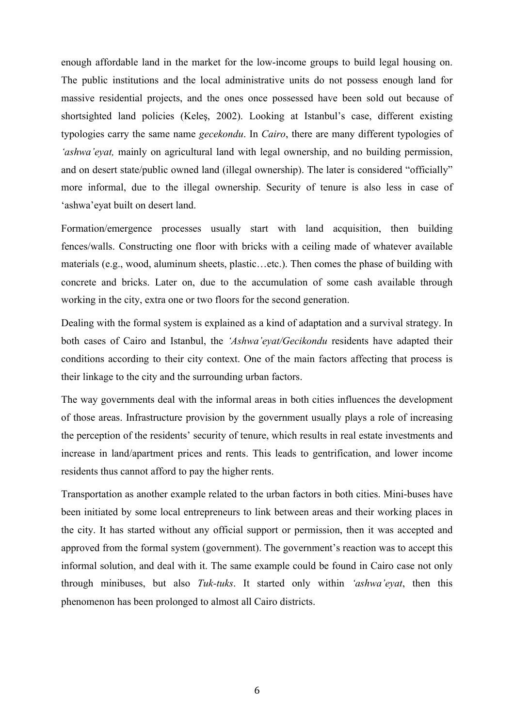enough affordable land in the market for the low-income groups to build legal housing on. The public institutions and the local administrative units do not possess enough land for massive residential projects, and the ones once possessed have been sold out because of shortsighted land policies (Keleş, 2002). Looking at Istanbul's case, different existing typologies carry the same name *gecekondu*. In *Cairo*, there are many different typologies of *'ashwa'eyat,* mainly on agricultural land with legal ownership, and no building permission, and on desert state/public owned land (illegal ownership). The later is considered "officially" more informal, due to the illegal ownership. Security of tenure is also less in case of 'ashwa'eyat built on desert land.

Formation/emergence processes usually start with land acquisition, then building fences/walls. Constructing one floor with bricks with a ceiling made of whatever available materials (e.g., wood, aluminum sheets, plastic…etc.). Then comes the phase of building with concrete and bricks. Later on, due to the accumulation of some cash available through working in the city, extra one or two floors for the second generation.

Dealing with the formal system is explained as a kind of adaptation and a survival strategy. In both cases of Cairo and Istanbul, the *'Ashwa'eyat/Gecikondu* residents have adapted their conditions according to their city context. One of the main factors affecting that process is their linkage to the city and the surrounding urban factors.

The way governments deal with the informal areas in both cities influences the development of those areas. Infrastructure provision by the government usually plays a role of increasing the perception of the residents' security of tenure, which results in real estate investments and increase in land/apartment prices and rents. This leads to gentrification, and lower income residents thus cannot afford to pay the higher rents.

Transportation as another example related to the urban factors in both cities. Mini-buses have been initiated by some local entrepreneurs to link between areas and their working places in the city. It has started without any official support or permission, then it was accepted and approved from the formal system (government). The government's reaction was to accept this informal solution, and deal with it. The same example could be found in Cairo case not only through minibuses, but also *Tuk-tuks*. It started only within *'ashwa'eyat*, then this phenomenon has been prolonged to almost all Cairo districts.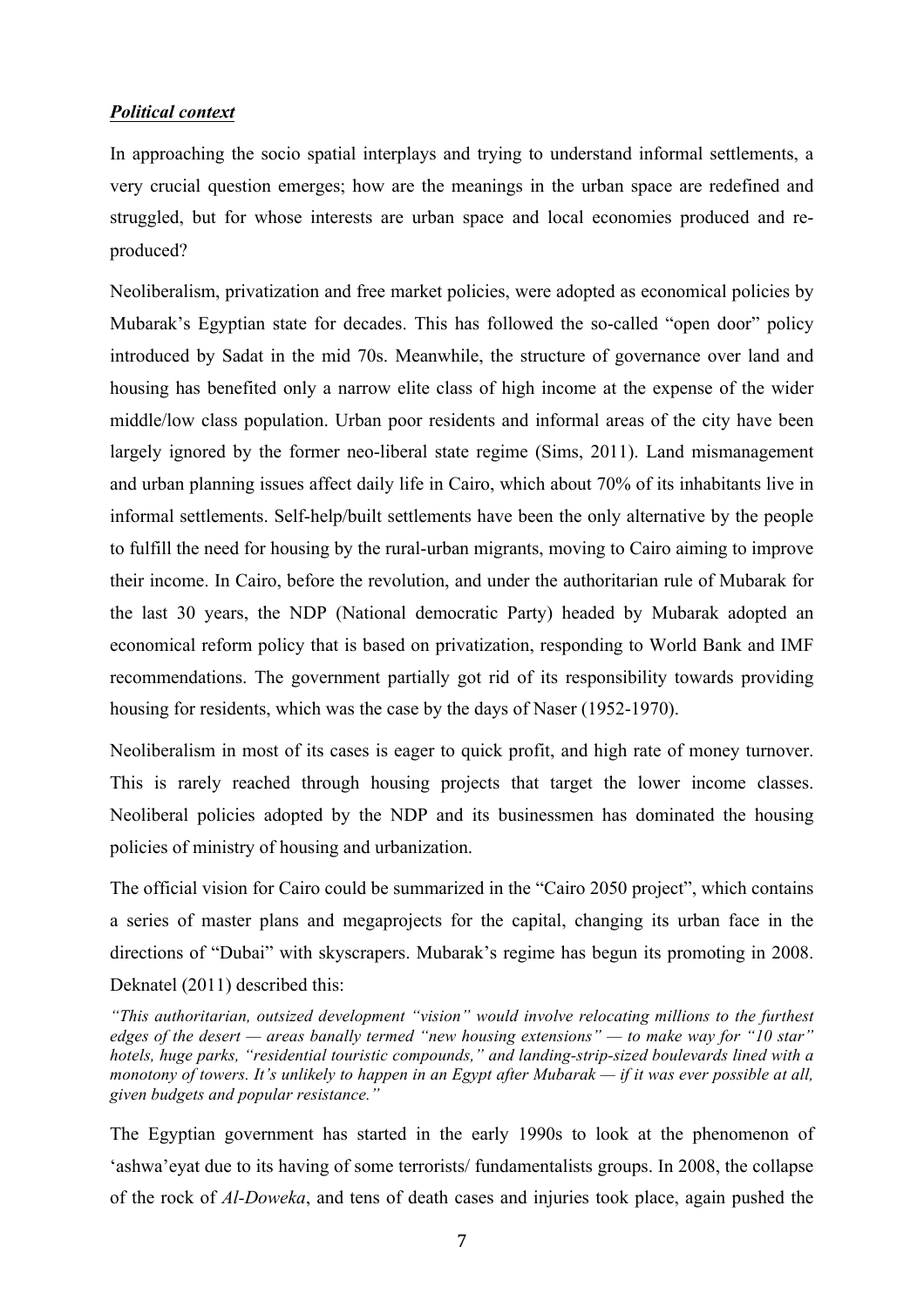***Political context***

In approaching the socio spatial interplays and trying to understand informal settlements, a very crucial question emerges; how are the meanings in the urban space are redefined and struggled, but for whose interests are urban space and local economies produced and re-produced?

Neoliberalism, privatization and free market policies, were adopted as economical policies by Mubarak's Egyptian state for decades. This has followed the so-called "open door" policy introduced by Sadat in the mid 70s. Meanwhile, the structure of governance over land and housing has benefited only a narrow elite class of high income at the expense of the wider middle/low class population. Urban poor residents and informal areas of the city have been largely ignored by the former neo-liberal state regime (Sims, 2011). Land mismanagement and urban planning issues affect daily life in Cairo, which about 70% of its inhabitants live in informal settlements. Self-help/built settlements have been the only alternative by the people to fulfill the need for housing by the rural-urban migrants, moving to Cairo aiming to improve their income. In Cairo, before the revolution, and under the authoritarian rule of Mubarak for the last 30 years, the NDP (National democratic Party) headed by Mubarak adopted an economical reform policy that is based on privatization, responding to World Bank and IMF recommendations. The government partially got rid of its responsibility towards providing housing for residents, which was the case by the days of Naser (1952-1970).

Neoliberalism in most of its cases is eager to quick profit, and high rate of money turnover. This is rarely reached through housing projects that target the lower income classes. Neoliberal policies adopted by the NDP and its businessmen has dominated the housing policies of ministry of housing and urbanization.

The official vision for Cairo could be summarized in the "Cairo 2050 project", which contains a series of master plans and megaprojects for the capital, changing its urban face in the directions of "Dubai" with skyscrapers. Mubarak's regime has begun its promoting in 2008. Deknatel (2011) described this:

*"This authoritarian, outsized development "vision" would involve relocating millions to the furthest edges of the desert — areas banally termed "new housing extensions" — to make way for "10 star" hotels, huge parks, "residential touristic compounds," and landing-strip-sized boulevards lined with a monotony of towers. It's unlikely to happen in an Egypt after Mubarak — if it was ever possible at all, given budgets and popular resistance."*

The Egyptian government has started in the early 1990s to look at the phenomenon of 'ashwa'eyat due to its having of some terrorists/ fundamentalists groups. In 2008, the collapse of the rock of *Al-Doweka*, and tens of death cases and injuries took place, again pushed the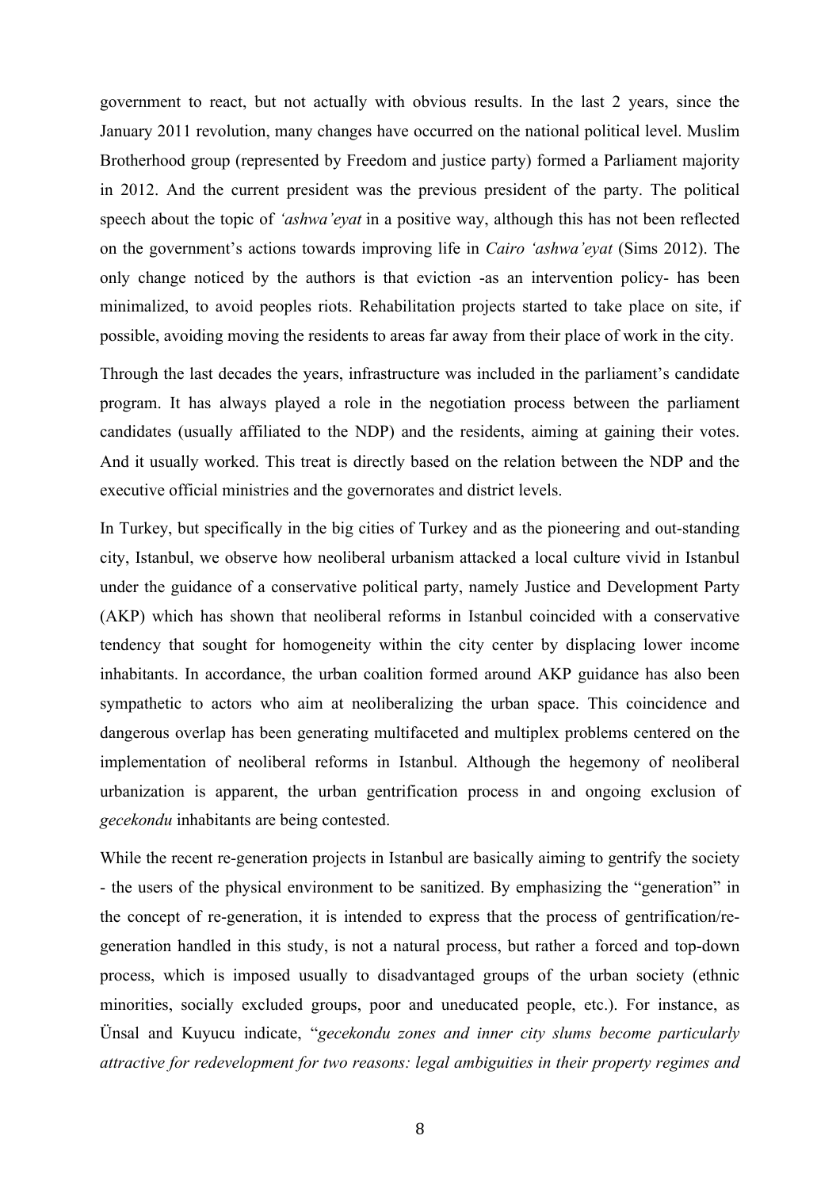government to react, but not actually with obvious results. In the last 2 years, since the January 2011 revolution, many changes have occurred on the national political level. Muslim Brotherhood group (represented by Freedom and justice party) formed a Parliament majority in 2012. And the current president was the previous president of the party. The political speech about the topic of *'ashwa'eyat* in a positive way, although this has not been reflected on the government's actions towards improving life in *Cairo 'ashwa'eyat* (Sims 2012). The only change noticed by the authors is that eviction -as an intervention policy- has been minimalized, to avoid peoples riots. Rehabilitation projects started to take place on site, if possible, avoiding moving the residents to areas far away from their place of work in the city.

Through the last decades the years, infrastructure was included in the parliament's candidate program. It has always played a role in the negotiation process between the parliament candidates (usually affiliated to the NDP) and the residents, aiming at gaining their votes. And it usually worked. This treat is directly based on the relation between the NDP and the executive official ministries and the governorates and district levels.

In Turkey, but specifically in the big cities of Turkey and as the pioneering and out-standing city, Istanbul, we observe how neoliberal urbanism attacked a local culture vivid in Istanbul under the guidance of a conservative political party, namely Justice and Development Party (AKP) which has shown that neoliberal reforms in Istanbul coincided with a conservative tendency that sought for homogeneity within the city center by displacing lower income inhabitants. In accordance, the urban coalition formed around AKP guidance has also been sympathetic to actors who aim at neoliberalizing the urban space. This coincidence and dangerous overlap has been generating multifaceted and multiplex problems centered on the implementation of neoliberal reforms in Istanbul. Although the hegemony of neoliberal urbanization is apparent, the urban gentrification process in and ongoing exclusion of *gecekondu* inhabitants are being contested.

While the recent re-generation projects in Istanbul are basically aiming to gentrify the society - the users of the physical environment to be sanitized. By emphasizing the "generation" in the concept of re-generation, it is intended to express that the process of gentrification/re-generation handled in this study, is not a natural process, but rather a forced and top-down process, which is imposed usually to disadvantaged groups of the urban society (ethnic minorities, socially excluded groups, poor and uneducated people, etc.). For instance, as Ünsal and Kuyucu indicate, "*gecekondu zones and inner city slums become particularly attractive for redevelopment for two reasons: legal ambiguities in their property regimes and*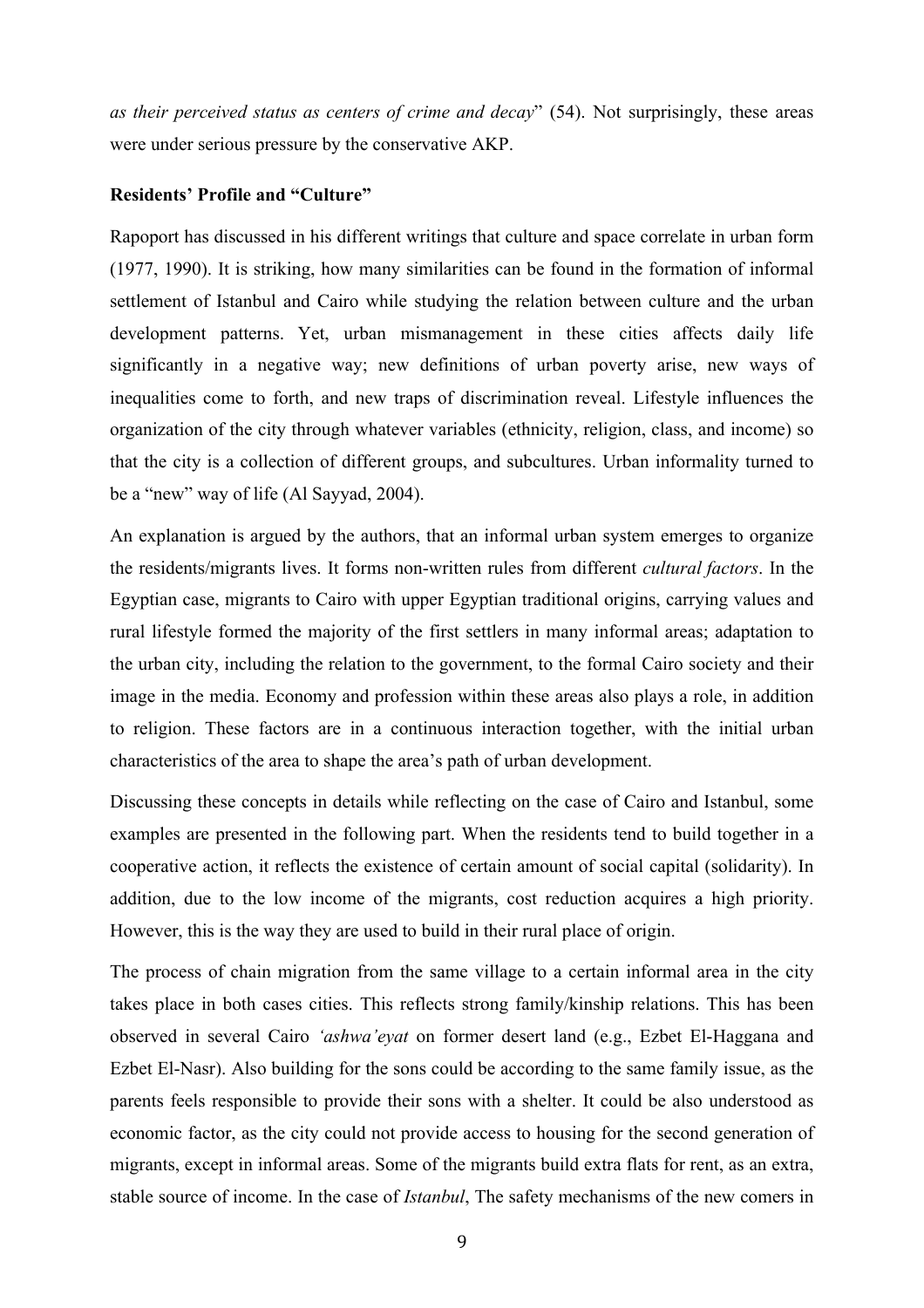*as their perceived status as centers of crime and decay*" (54). Not surprisingly, these areas were under serious pressure by the conservative AKP.

**Residents' Profile and "Culture"**

Rapoport has discussed in his different writings that culture and space correlate in urban form (1977, 1990). It is striking, how many similarities can be found in the formation of informal settlement of Istanbul and Cairo while studying the relation between culture and the urban development patterns. Yet, urban mismanagement in these cities affects daily life significantly in a negative way; new definitions of urban poverty arise, new ways of inequalities come to forth, and new traps of discrimination reveal. Lifestyle influences the organization of the city through whatever variables (ethnicity, religion, class, and income) so that the city is a collection of different groups, and subcultures. Urban informality turned to be a "new" way of life (Al Sayyad, 2004).

An explanation is argued by the authors, that an informal urban system emerges to organize the residents/migrants lives. It forms non-written rules from different *cultural factors*. In the Egyptian case, migrants to Cairo with upper Egyptian traditional origins, carrying values and rural lifestyle formed the majority of the first settlers in many informal areas; adaptation to the urban city, including the relation to the government, to the formal Cairo society and their image in the media. Economy and profession within these areas also plays a role, in addition to religion. These factors are in a continuous interaction together, with the initial urban characteristics of the area to shape the area's path of urban development.

Discussing these concepts in details while reflecting on the case of Cairo and Istanbul, some examples are presented in the following part. When the residents tend to build together in a cooperative action, it reflects the existence of certain amount of social capital (solidarity). In addition, due to the low income of the migrants, cost reduction acquires a high priority. However, this is the way they are used to build in their rural place of origin.

The process of chain migration from the same village to a certain informal area in the city takes place in both cases cities. This reflects strong family/kinship relations. This has been observed in several Cairo *'ashwa'eyat* on former desert land (e.g., Ezbet El-Haggana and Ezbet El-Nasr). Also building for the sons could be according to the same family issue, as the parents feels responsible to provide their sons with a shelter. It could be also understood as economic factor, as the city could not provide access to housing for the second generation of migrants, except in informal areas. Some of the migrants build extra flats for rent, as an extra, stable source of income. In the case of *Istanbul*, The safety mechanisms of the new comers in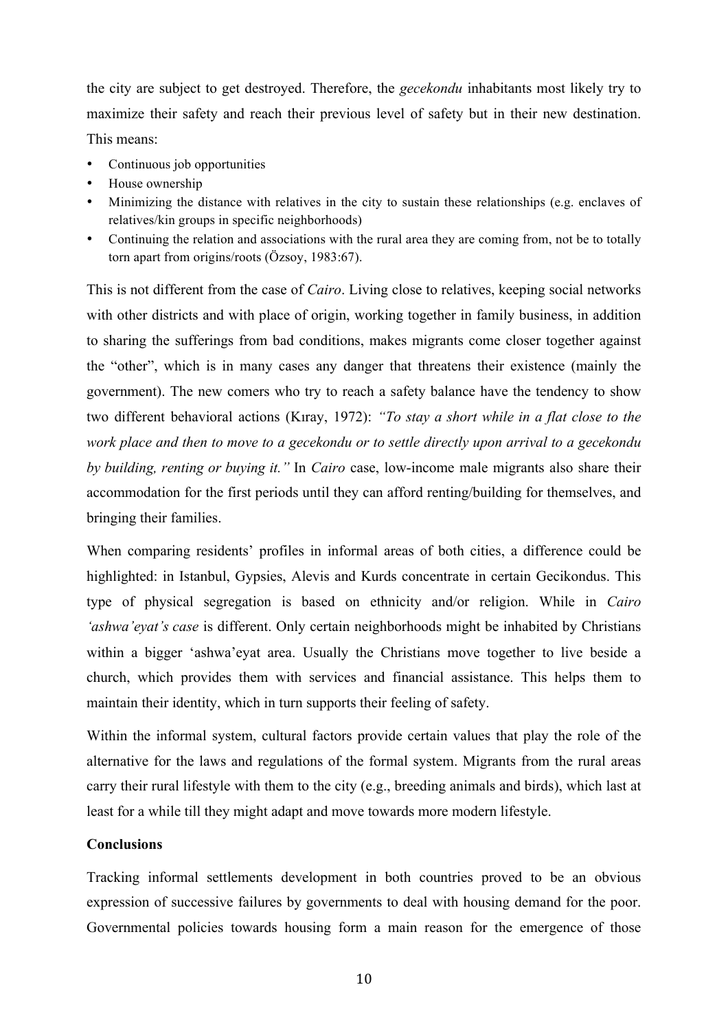the city are subject to get destroyed. Therefore, the *gecekondu* inhabitants most likely try to maximize their safety and reach their previous level of safety but in their new destination. This means:

- Continuous job opportunities
- House ownership
- Minimizing the distance with relatives in the city to sustain these relationships (e.g. enclaves of relatives/kin groups in specific neighborhoods)
- Continuing the relation and associations with the rural area they are coming from, not be to totally torn apart from origins/roots (Özsoy, 1983:67).

This is not different from the case of *Cairo*. Living close to relatives, keeping social networks with other districts and with place of origin, working together in family business, in addition to sharing the sufferings from bad conditions, makes migrants come closer together against the "other", which is in many cases any danger that threatens their existence (mainly the government). The new comers who try to reach a safety balance have the tendency to show two different behavioral actions (Kıray, 1972): *"To stay a short while in a flat close to the work place and then to move to a gecekondu or to settle directly upon arrival to a gecekondu by building, renting or buying it."* In *Cairo* case, low-income male migrants also share their accommodation for the first periods until they can afford renting/building for themselves, and bringing their families.

When comparing residents' profiles in informal areas of both cities, a difference could be highlighted: in Istanbul, Gypsies, Alevis and Kurds concentrate in certain Gecikondus. This type of physical segregation is based on ethnicity and/or religion. While in *Cairo 'ashwa'eyat's case* is different. Only certain neighborhoods might be inhabited by Christians within a bigger 'ashwa'eyat area. Usually the Christians move together to live beside a church, which provides them with services and financial assistance. This helps them to maintain their identity, which in turn supports their feeling of safety.

Within the informal system, cultural factors provide certain values that play the role of the alternative for the laws and regulations of the formal system. Migrants from the rural areas carry their rural lifestyle with them to the city (e.g., breeding animals and birds), which last at least for a while till they might adapt and move towards more modern lifestyle.

**Conclusions**

Tracking informal settlements development in both countries proved to be an obvious expression of successive failures by governments to deal with housing demand for the poor. Governmental policies towards housing form a main reason for the emergence of those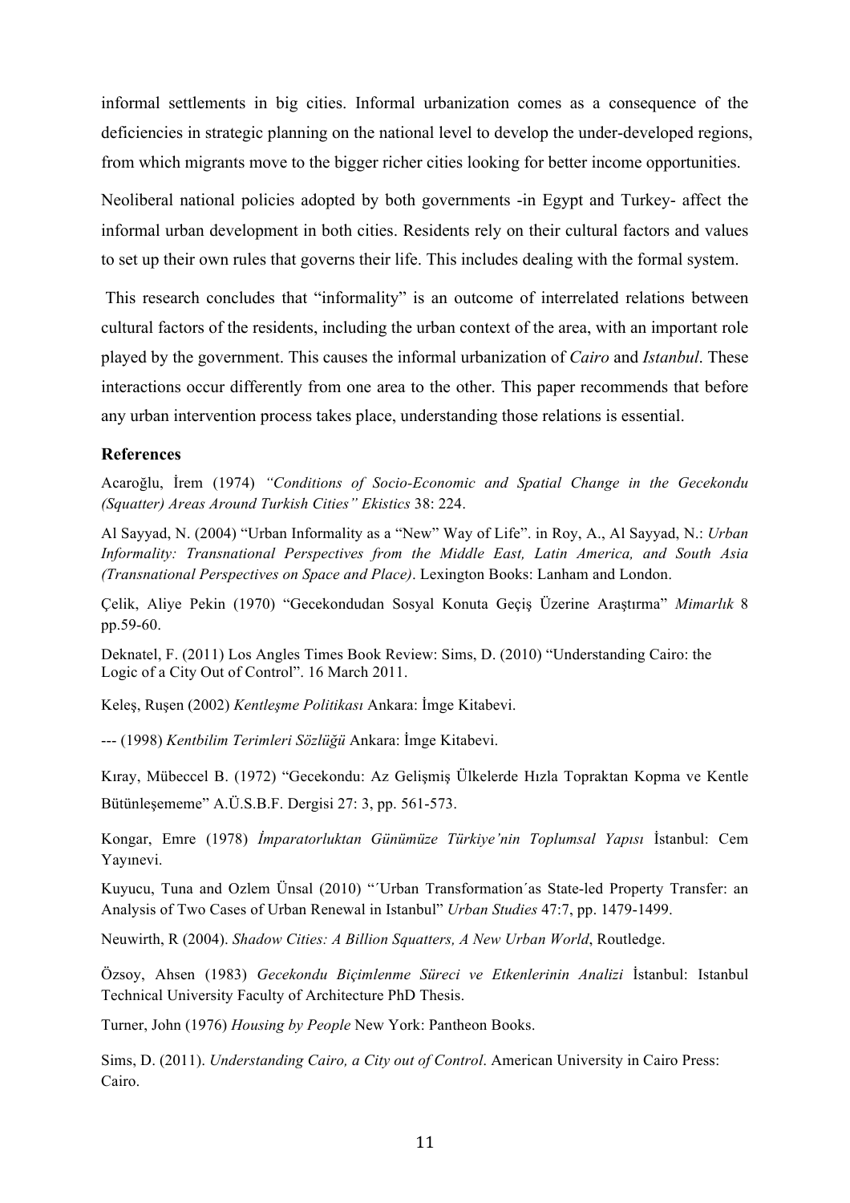informal settlements in big cities. Informal urbanization comes as a consequence of the deficiencies in strategic planning on the national level to develop the under-developed regions, from which migrants move to the bigger richer cities looking for better income opportunities.

Neoliberal national policies adopted by both governments -in Egypt and Turkey- affect the informal urban development in both cities. Residents rely on their cultural factors and values to set up their own rules that governs their life. This includes dealing with the formal system.

This research concludes that "informality" is an outcome of interrelated relations between cultural factors of the residents, including the urban context of the area, with an important role played by the government. This causes the informal urbanization of *Cairo* and *Istanbul*. These interactions occur differently from one area to the other. This paper recommends that before any urban intervention process takes place, understanding those relations is essential.

**References**

Acaroğlu, İrem (1974) *"Conditions of Socio-Economic and Spatial Change in the Gecekondu (Squatter) Areas Around Turkish Cities" Ekistics* 38: 224.

Al Sayyad, N. (2004) "Urban Informality as a "New" Way of Life". in Roy, A., Al Sayyad, N.: *Urban Informality: Transnational Perspectives from the Middle East, Latin America, and South Asia (Transnational Perspectives on Space and Place)*. Lexington Books: Lanham and London.

Çelik, Aliye Pekin (1970) "Gecekondudan Sosyal Konuta Geçiş Üzerine Araştırma" *Mimarlık* 8 pp.59-60.

Deknatel, F. (2011) Los Angles Times Book Review: Sims, D. (2010) "Understanding Cairo: the Logic of a City Out of Control". 16 March 2011.

Keleş, Ruşen (2002) *Kentleşme Politikası* Ankara: İmge Kitabevi.

--- (1998) *Kentbilim Terimleri Sözlüğü* Ankara: İmge Kitabevi.

Kıray, Mübeccel B. (1972) "Gecekondu: Az Gelişmiş Ülkelerde Hızla Topraktan Kopma ve Kentle Bütünleşememe" A.Ü.S.B.F. Dergisi 27: 3, pp. 561-573.

Kongar, Emre (1978) *İmparatorluktan Günümüze Türkiye'nin Toplumsal Yapısı* İstanbul: Cem Yayınevi.

Kuyucu, Tuna and Ozlem Ünsal (2010) "´Urban Transformation´as State-led Property Transfer: an Analysis of Two Cases of Urban Renewal in Istanbul" *Urban Studies* 47:7, pp. 1479-1499.

Neuwirth, R (2004). *Shadow Cities: A Billion Squatters, A New Urban World*, Routledge.

Özsoy, Ahsen (1983) *Gecekondu Biçimlenme Süreci ve Etkenlerinin Analizi* İstanbul: Istanbul Technical University Faculty of Architecture PhD Thesis.

Turner, John (1976) *Housing by People* New York: Pantheon Books.

Sims, D. (2011). *Understanding Cairo, a City out of Control*. American University in Cairo Press: Cairo.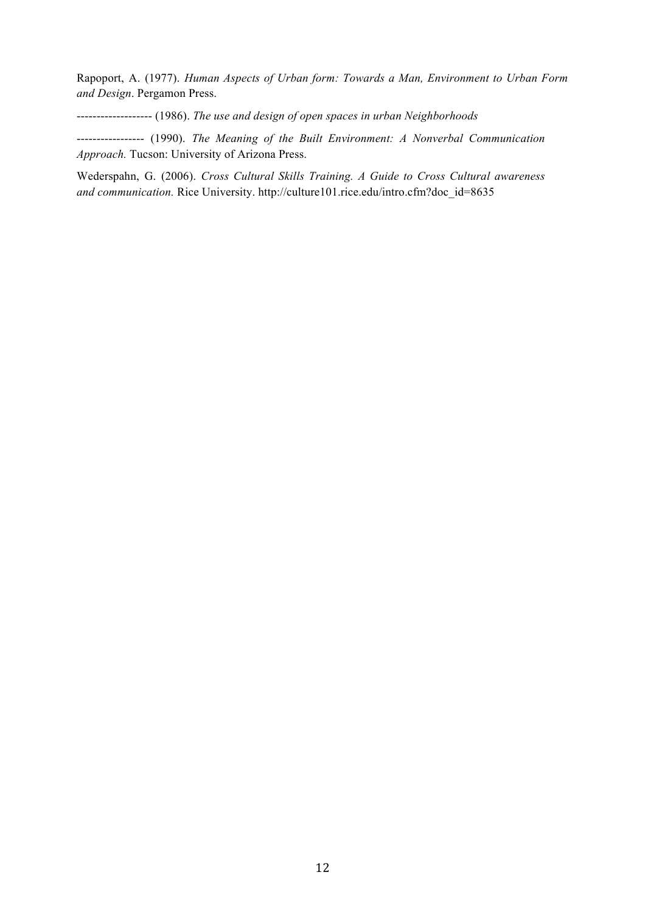Rapoport, A. (1977). *Human Aspects of Urban form: Towards a Man, Environment to Urban Form and Design*. Pergamon Press.

------------------- (1986). *The use and design of open spaces in urban Neighborhoods*

----------------- (1990). *The Meaning of the Built Environment: A Nonverbal Communication Approach.* Tucson: University of Arizona Press.

Wederspahn, G. (2006). *Cross Cultural Skills Training. A Guide to Cross Cultural awareness and communication.* Rice University. http://culture101.rice.edu/intro.cfm?doc_id=8635